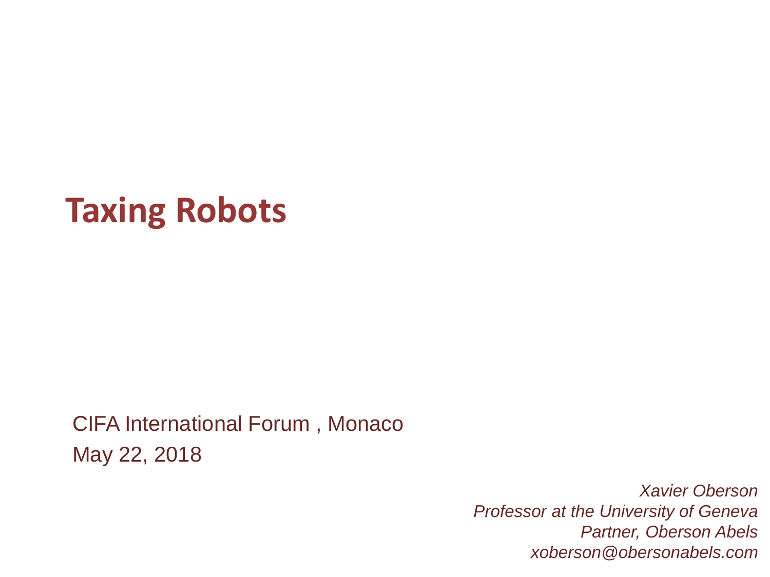# Taxing Robots

CIFA International Forum , Monaco

May 22, 2018

*Xavier Oberson*
*Professor at the University of Geneva*
*Partner, Oberson Abels*
*xoberson@obersonabels.com*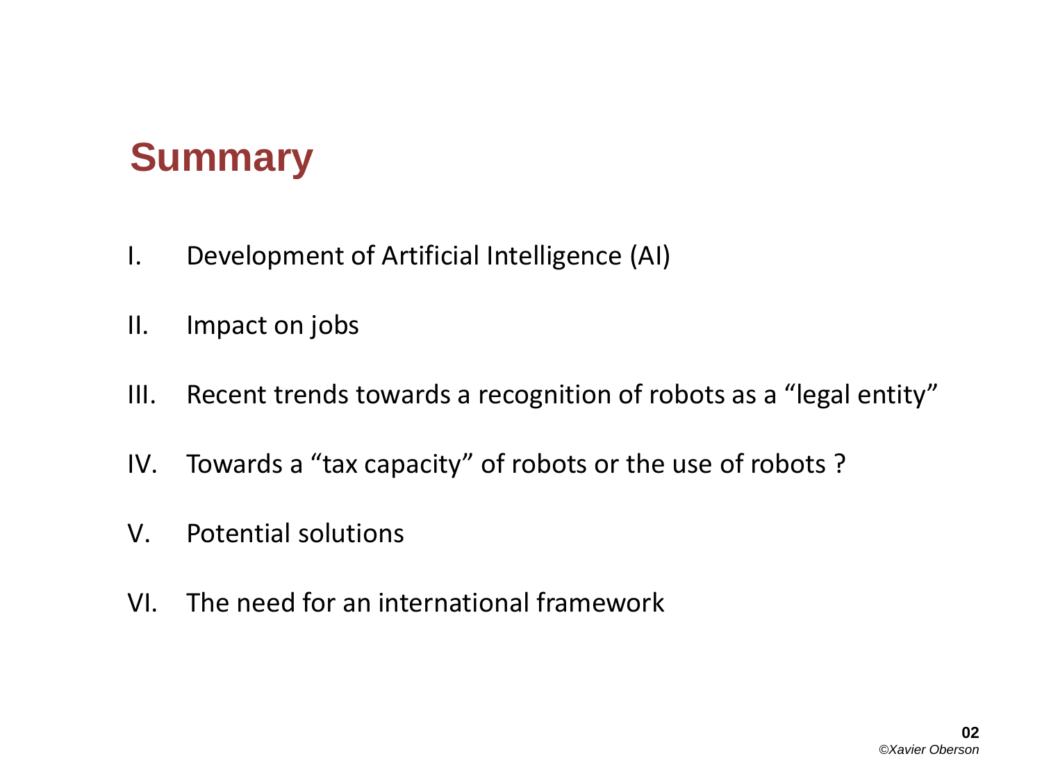# Summary

I. Development of Artificial Intelligence (AI)

II. Impact on jobs

III. Recent trends towards a recognition of robots as a "legal entity"

IV. Towards a "tax capacity" of robots or the use of robots ?

V. Potential solutions

VI. The need for an international framework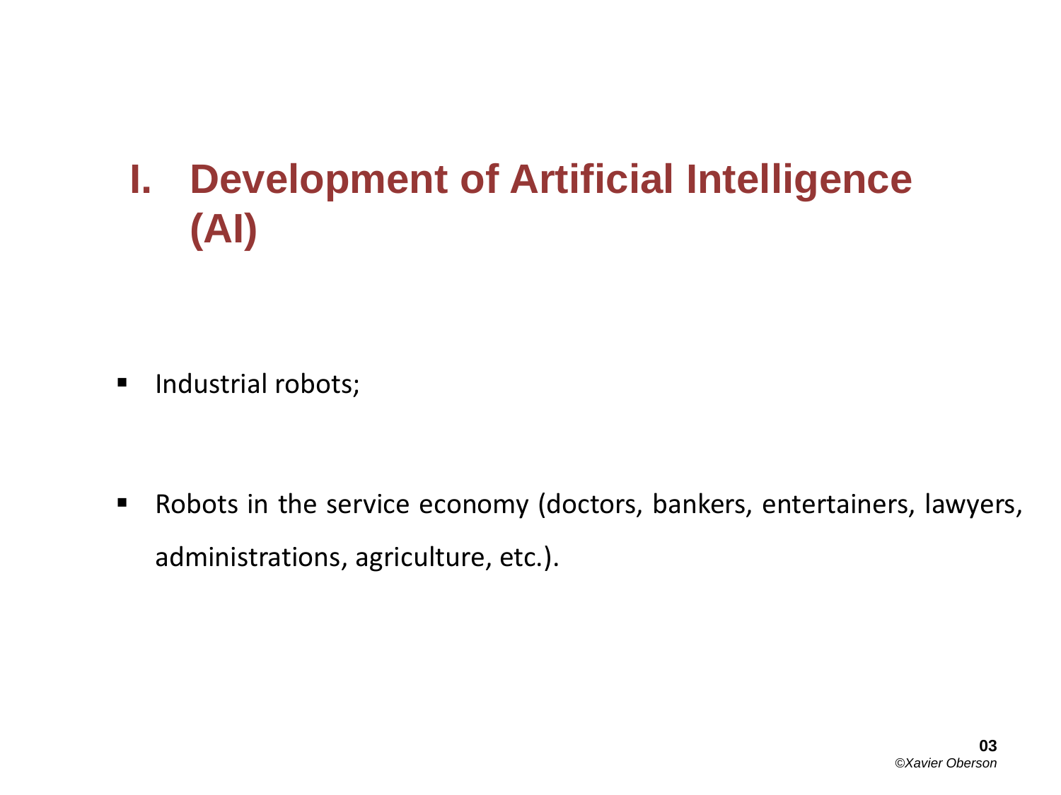# I. Development of Artificial Intelligence (AI)

- Industrial robots;
- Robots in the service economy (doctors, bankers, entertainers, lawyers, administrations, agriculture, etc.).

*©Xavier Oberson*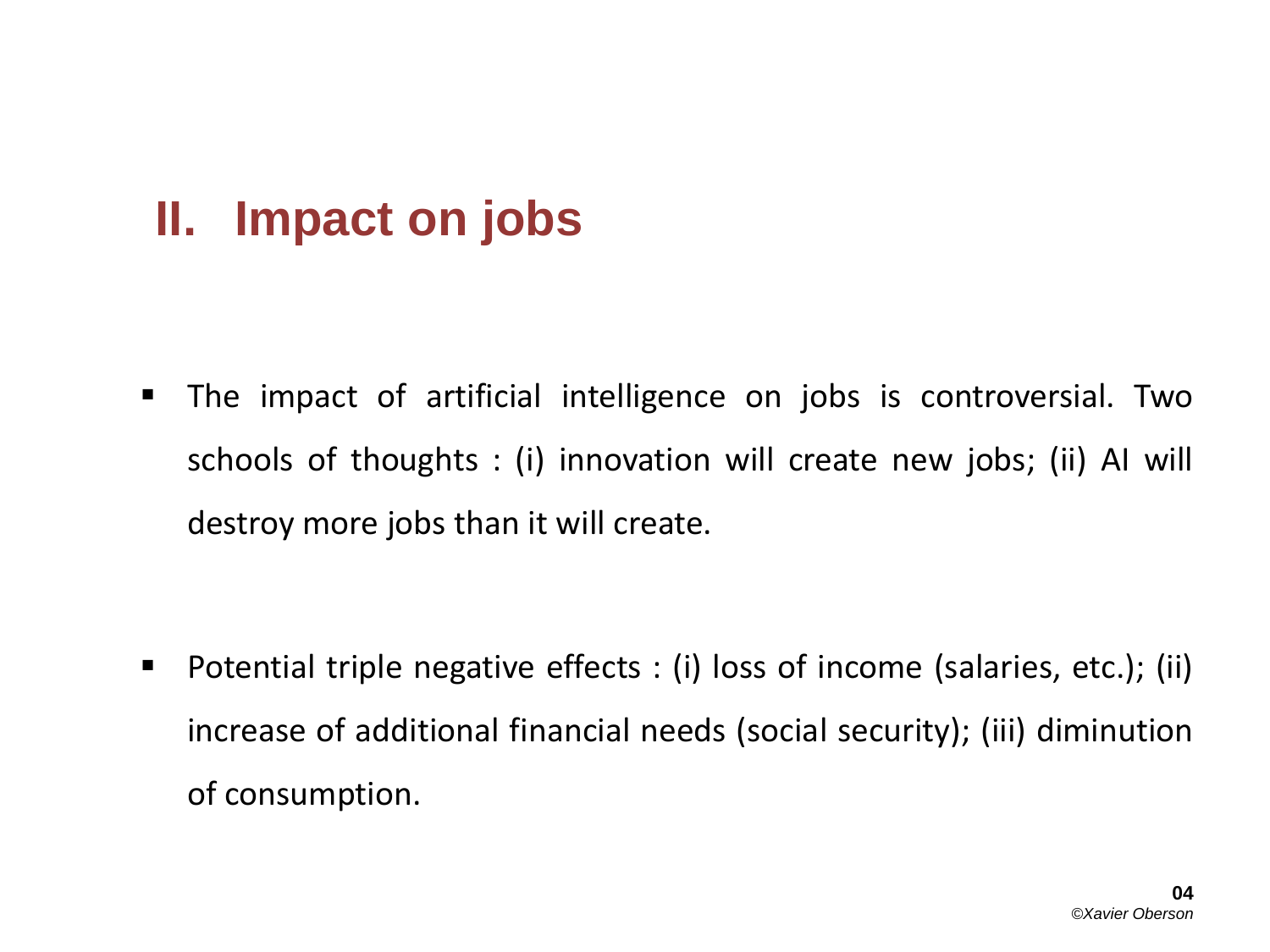## II. Impact on jobs

- The impact of artificial intelligence on jobs is controversial. Two schools of thoughts : (i) innovation will create new jobs; (ii) AI will destroy more jobs than it will create.

- Potential triple negative effects : (i) loss of income (salaries, etc.); (ii) increase of additional financial needs (social security); (iii) diminution of consumption.

*©Xavier Oberson*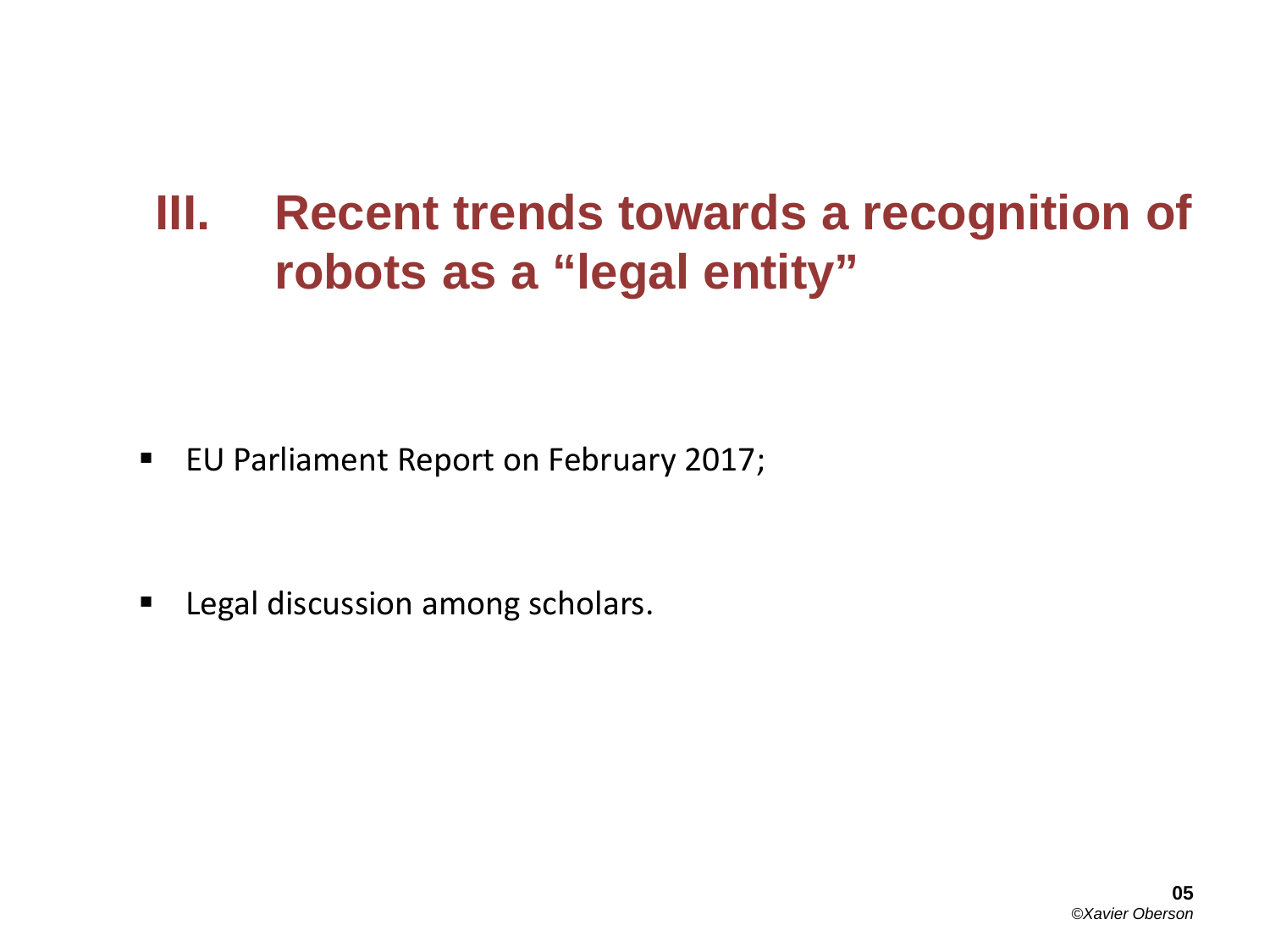# III. Recent trends towards a recognition of robots as a "legal entity"

- EU Parliament Report on February 2017;

- Legal discussion among scholars.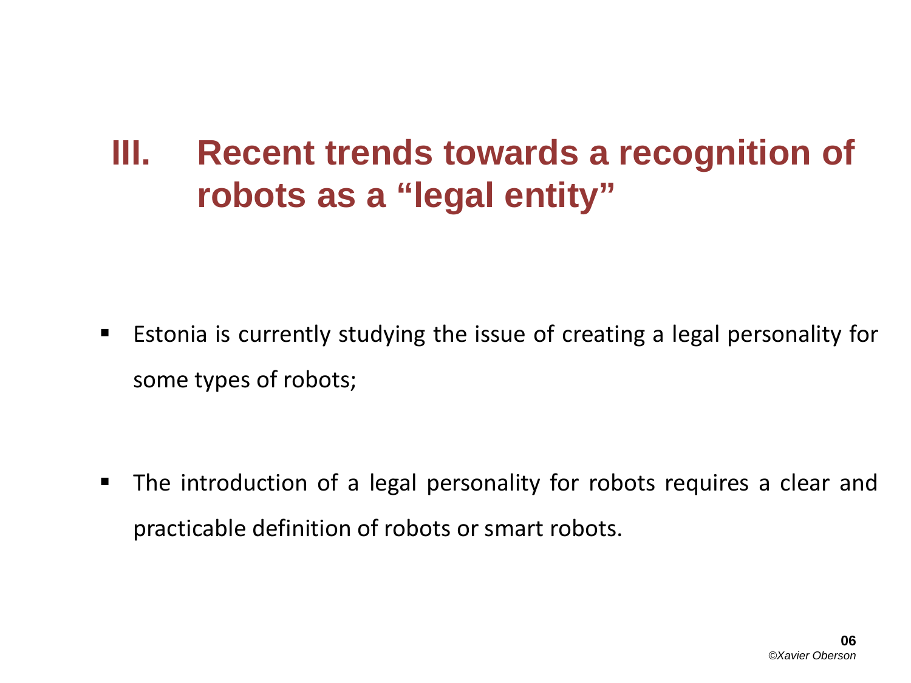## III. Recent trends towards a recognition of robots as a "legal entity"

- Estonia is currently studying the issue of creating a legal personality for some types of robots;

- The introduction of a legal personality for robots requires a clear and practicable definition of robots or smart robots.

*©Xavier Oberson*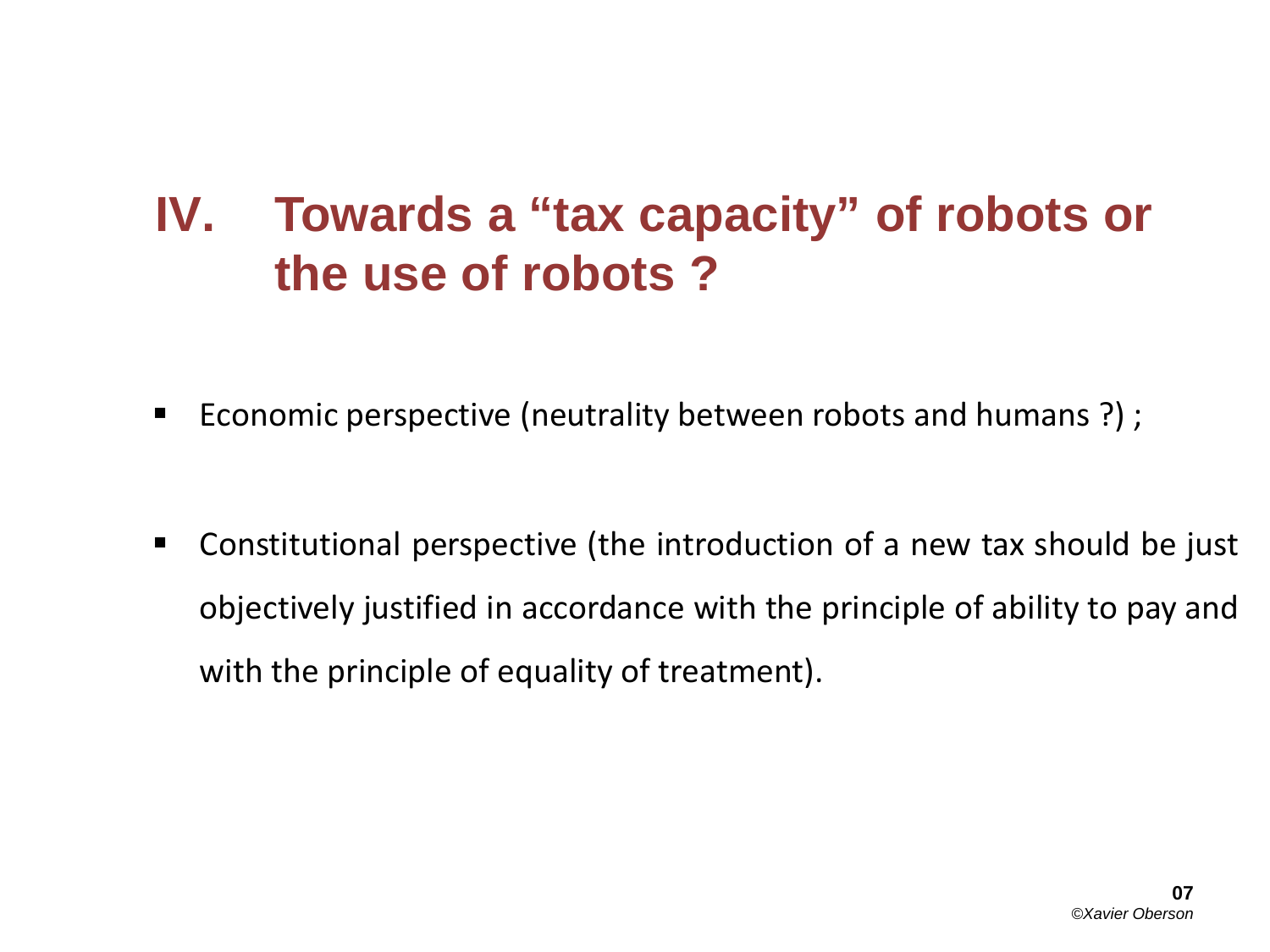# IV. Towards a "tax capacity" of robots or the use of robots ?

- Economic perspective (neutrality between robots and humans ?) ;
- Constitutional perspective (the introduction of a new tax should be just objectively justified in accordance with the principle of ability to pay and with the principle of equality of treatment).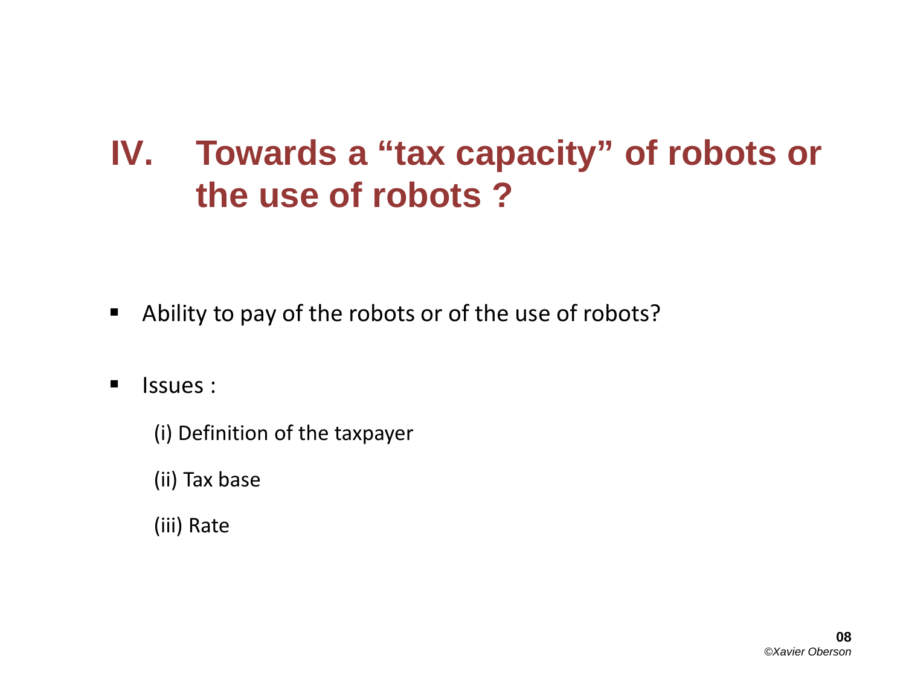# IV. Towards a "tax capacity" of robots or the use of robots ?

- Ability to pay of the robots or of the use of robots?
- Issues :

  (i) Definition of the taxpayer

  (ii) Tax base

  (iii) Rate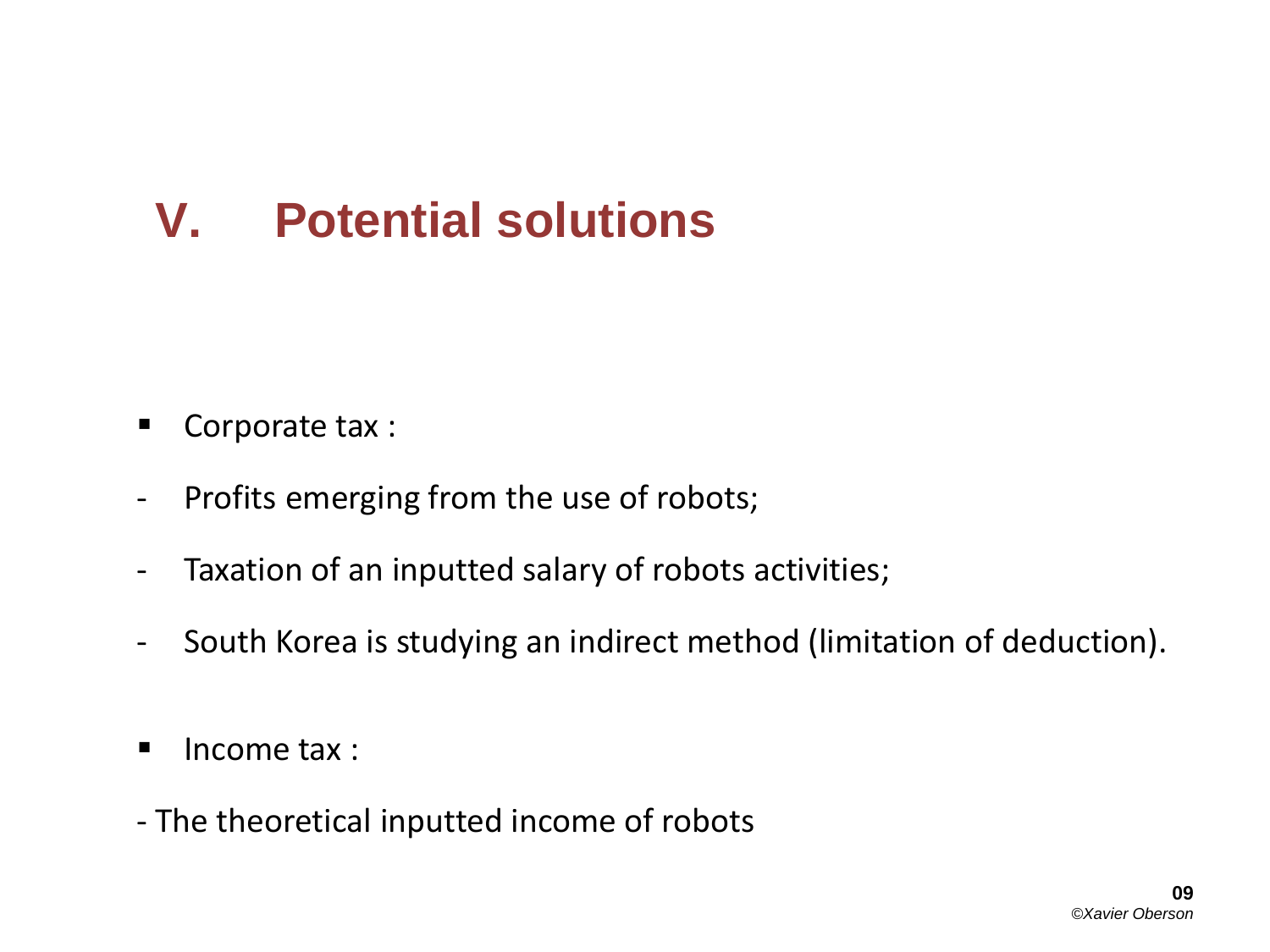# V. Potential solutions

- Corporate tax :

- Profits emerging from the use of robots;
- Taxation of an inputted salary of robots activities;
- South Korea is studying an indirect method (limitation of deduction).

- Income tax :

- The theoretical inputted income of robots

*©Xavier Oberson*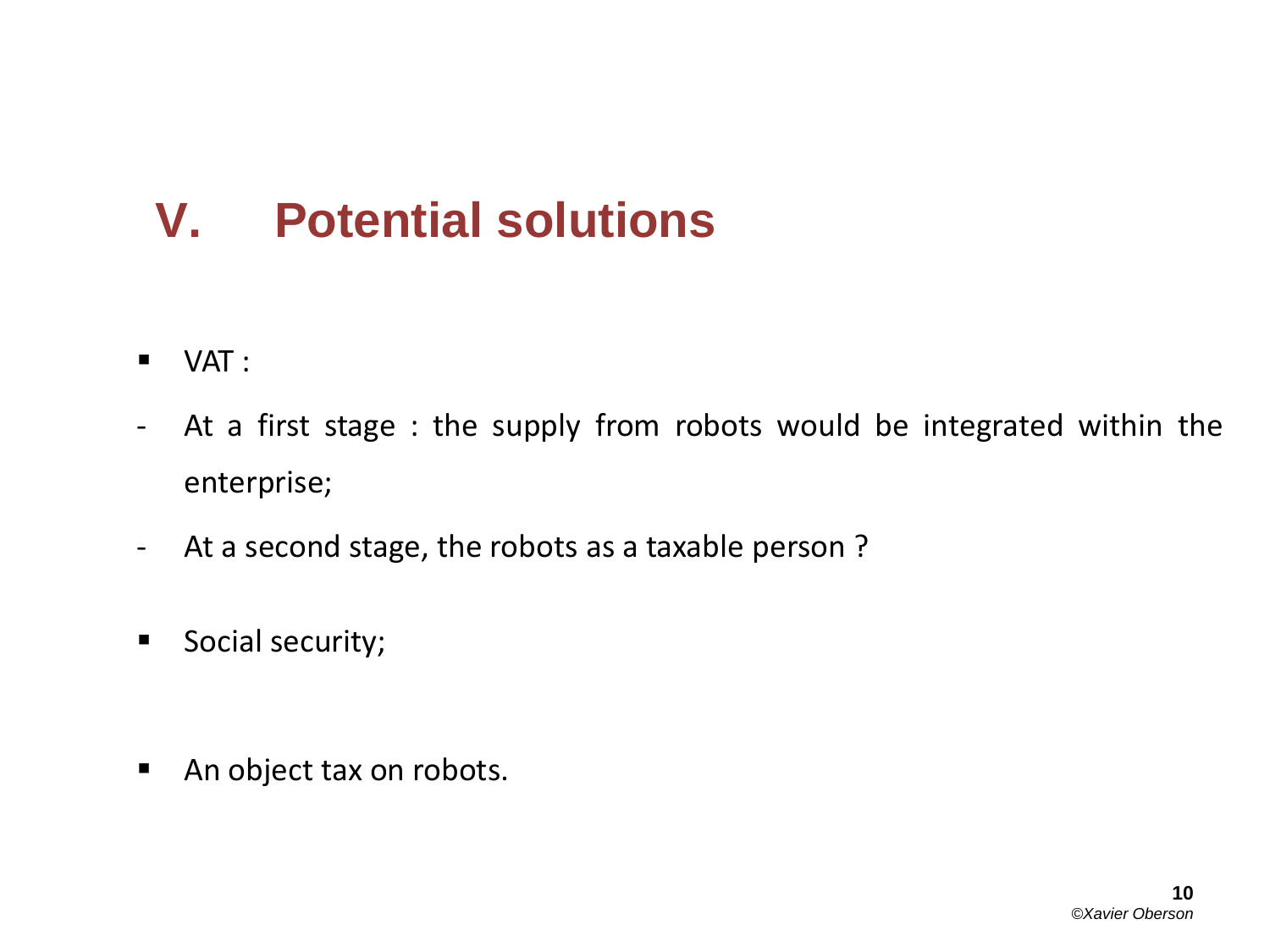# V. Potential solutions

- VAT :

  - At a first stage : the supply from robots would be integrated within the enterprise;
  - At a second stage, the robots as a taxable person ?

- Social security;

- An object tax on robots.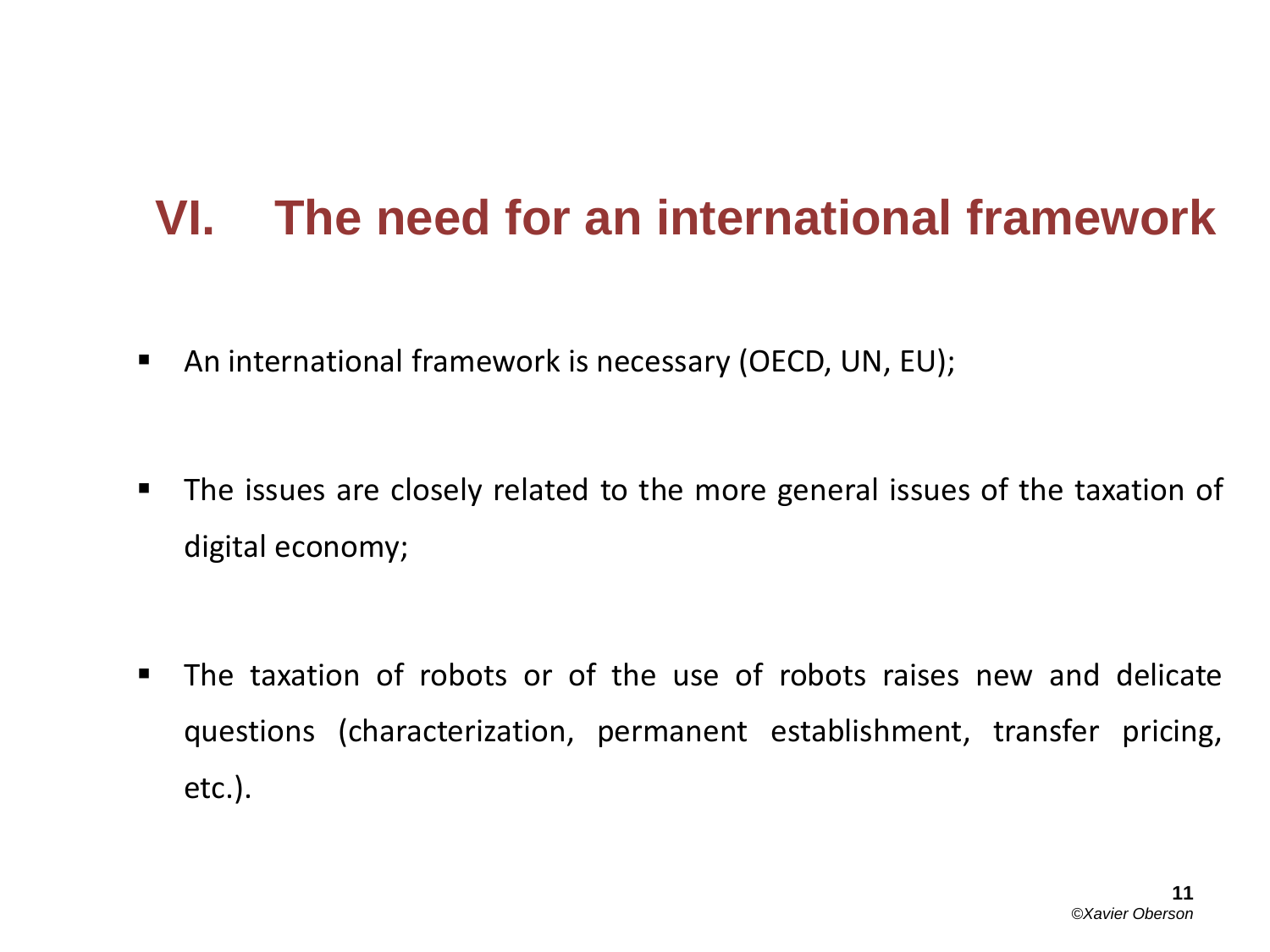## VI. The need for an international framework

- An international framework is necessary (OECD, UN, EU);
- The issues are closely related to the more general issues of the taxation of digital economy;
- The taxation of robots or of the use of robots raises new and delicate questions (characterization, permanent establishment, transfer pricing, etc.).

*©Xavier Oberson*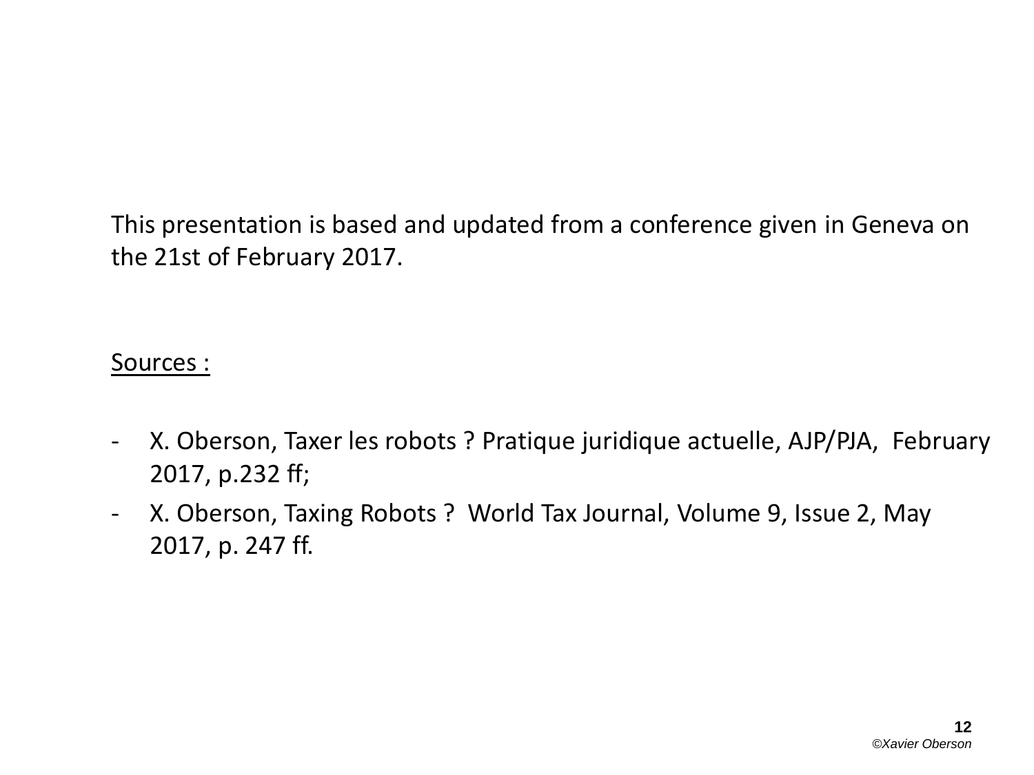This presentation is based and updated from a conference given in Geneva on the 21st of February 2017.

<u>Sources :</u>

- X. Oberson, Taxer les robots ? Pratique juridique actuelle, AJP/PJA, February 2017, p.232 ff;
- X. Oberson, Taxing Robots ? World Tax Journal, Volume 9, Issue 2, May 2017, p. 247 ff.

*©Xavier Oberson*